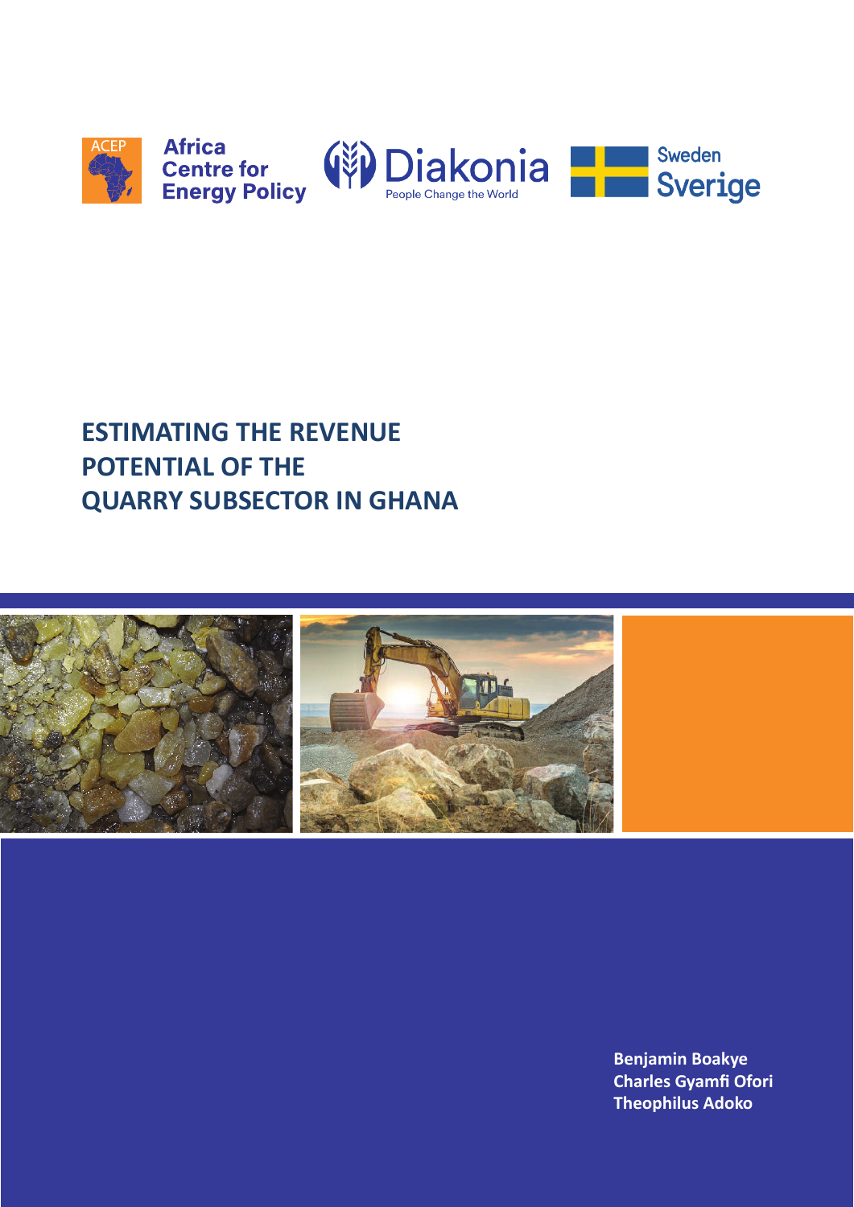Africa Centre for Energy Policy

Diakonia — People Change the World

Sweden Sverige

# ESTIMATING THE REVENUE POTENTIAL OF THE QUARRY SUBSECTOR IN GHANA

**Benjamin Boakye**
**Charles Gyamfi Ofori**
**Theophilus Adoko**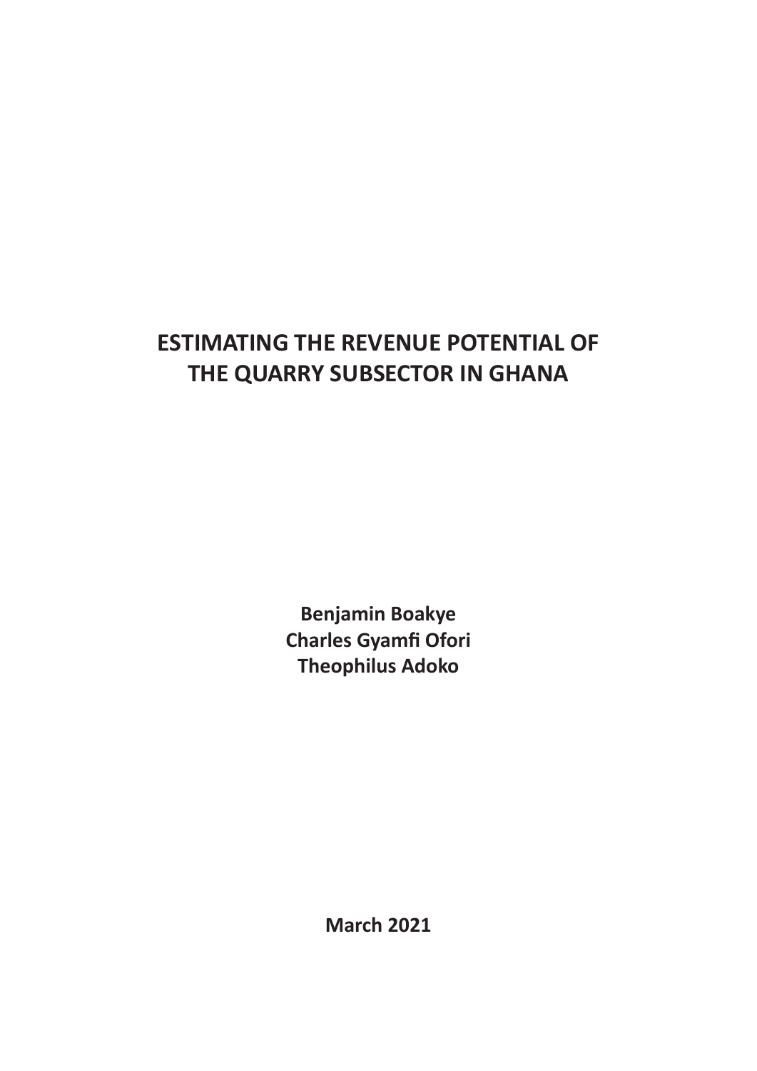# ESTIMATING THE REVENUE POTENTIAL OF THE QUARRY SUBSECTOR IN GHANA

**Benjamin Boakye**
**Charles Gyamfi Ofori**
**Theophilus Adoko**

**March 2021**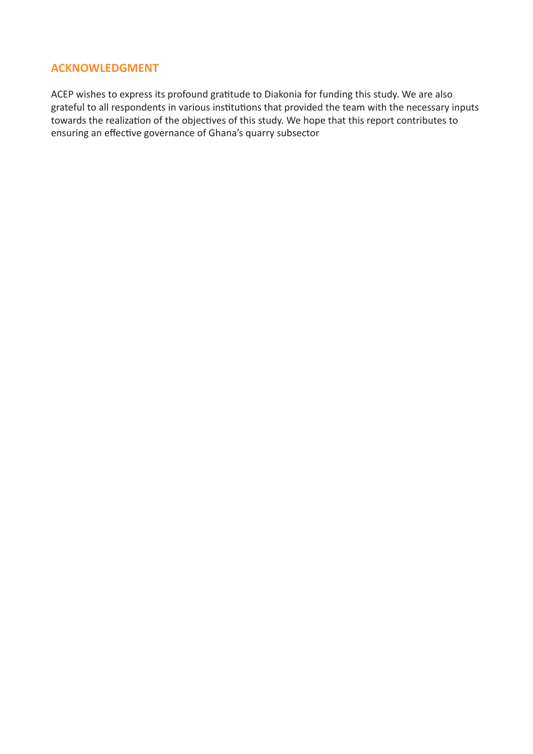## ACKNOWLEDGMENT

ACEP wishes to express its profound gratitude to Diakonia for funding this study. We are also grateful to all respondents in various institutions that provided the team with the necessary inputs towards the realization of the objectives of this study. We hope that this report contributes to ensuring an effective governance of Ghana's quarry subsector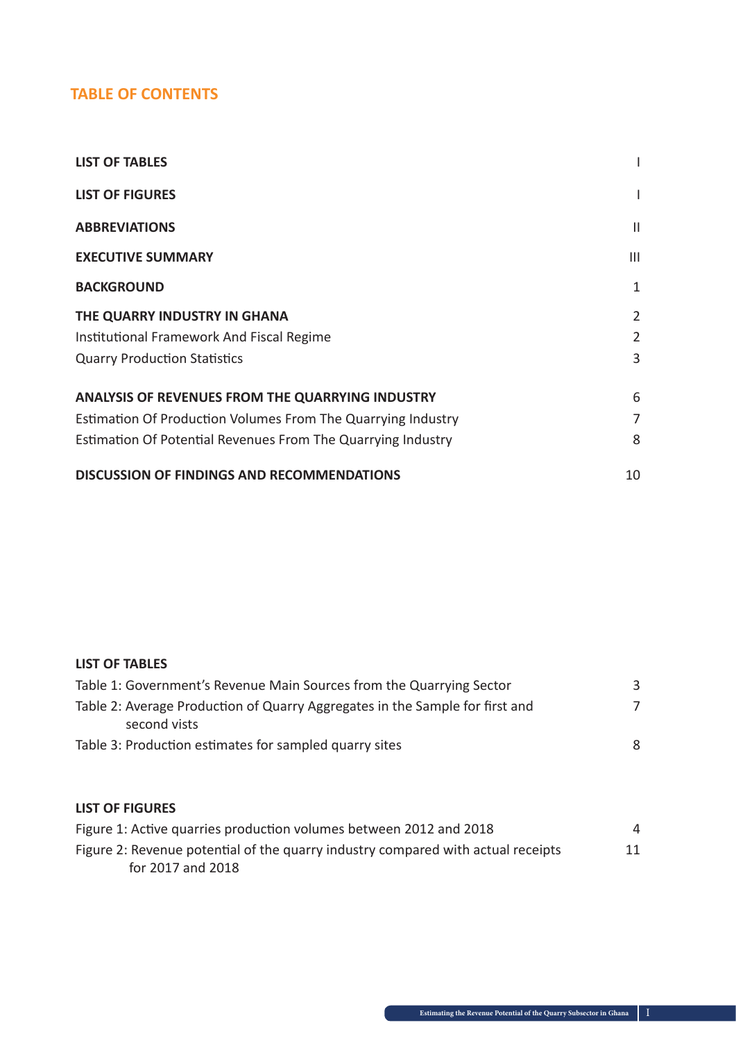## TABLE OF CONTENTS

| | |
|---|---|
| **LIST OF TABLES** | I |
| **LIST OF FIGURES** | I |
| **ABBREVIATIONS** | II |
| **EXECUTIVE SUMMARY** | III |
| **BACKGROUND** | 1 |
| **THE QUARRY INDUSTRY IN GHANA** | 2 |
| Institutional Framework And Fiscal Regime | 2 |
| Quarry Production Statistics | 3 |
| **ANALYSIS OF REVENUES FROM THE QUARRYING INDUSTRY** | 6 |
| Estimation Of Production Volumes From The Quarrying Industry | 7 |
| Estimation Of Potential Revenues From The Quarrying Industry | 8 |
| **DISCUSSION OF FINDINGS AND RECOMMENDATIONS** | 10 |

### LIST OF TABLES

| | |
|---|---|
| Table 1: Government's Revenue Main Sources from the Quarrying Sector | 3 |
| Table 2: Average Production of Quarry Aggregates in the Sample for first and second vists | 7 |
| Table 3: Production estimates for sampled quarry sites | 8 |

### LIST OF FIGURES

| | |
|---|---|
| Figure 1: Active quarries production volumes between 2012 and 2018 | 4 |
| Figure 2: Revenue potential of the quarry industry compared with actual receipts for 2017 and 2018 | 11 |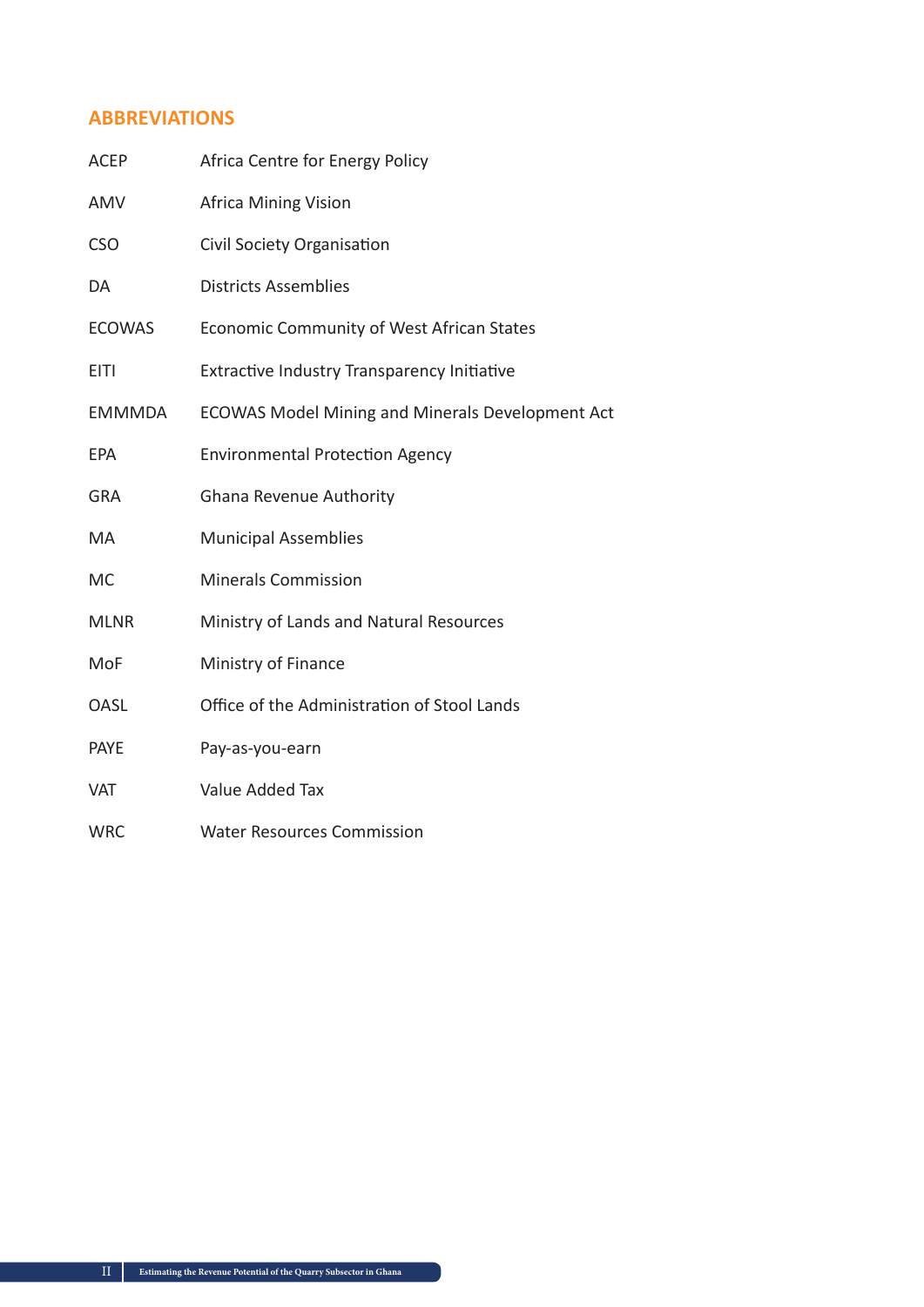## ABBREVIATIONS

| | |
|---|---|
| ACEP | Africa Centre for Energy Policy |
| AMV | Africa Mining Vision |
| CSO | Civil Society Organisation |
| DA | Districts Assemblies |
| ECOWAS | Economic Community of West African States |
| EITI | Extractive Industry Transparency Initiative |
| EMMMDA | ECOWAS Model Mining and Minerals Development Act |
| EPA | Environmental Protection Agency |
| GRA | Ghana Revenue Authority |
| MA | Municipal Assemblies |
| MC | Minerals Commission |
| MLNR | Ministry of Lands and Natural Resources |
| MoF | Ministry of Finance |
| OASL | Office of the Administration of Stool Lands |
| PAYE | Pay-as-you-earn |
| VAT | Value Added Tax |
| WRC | Water Resources Commission |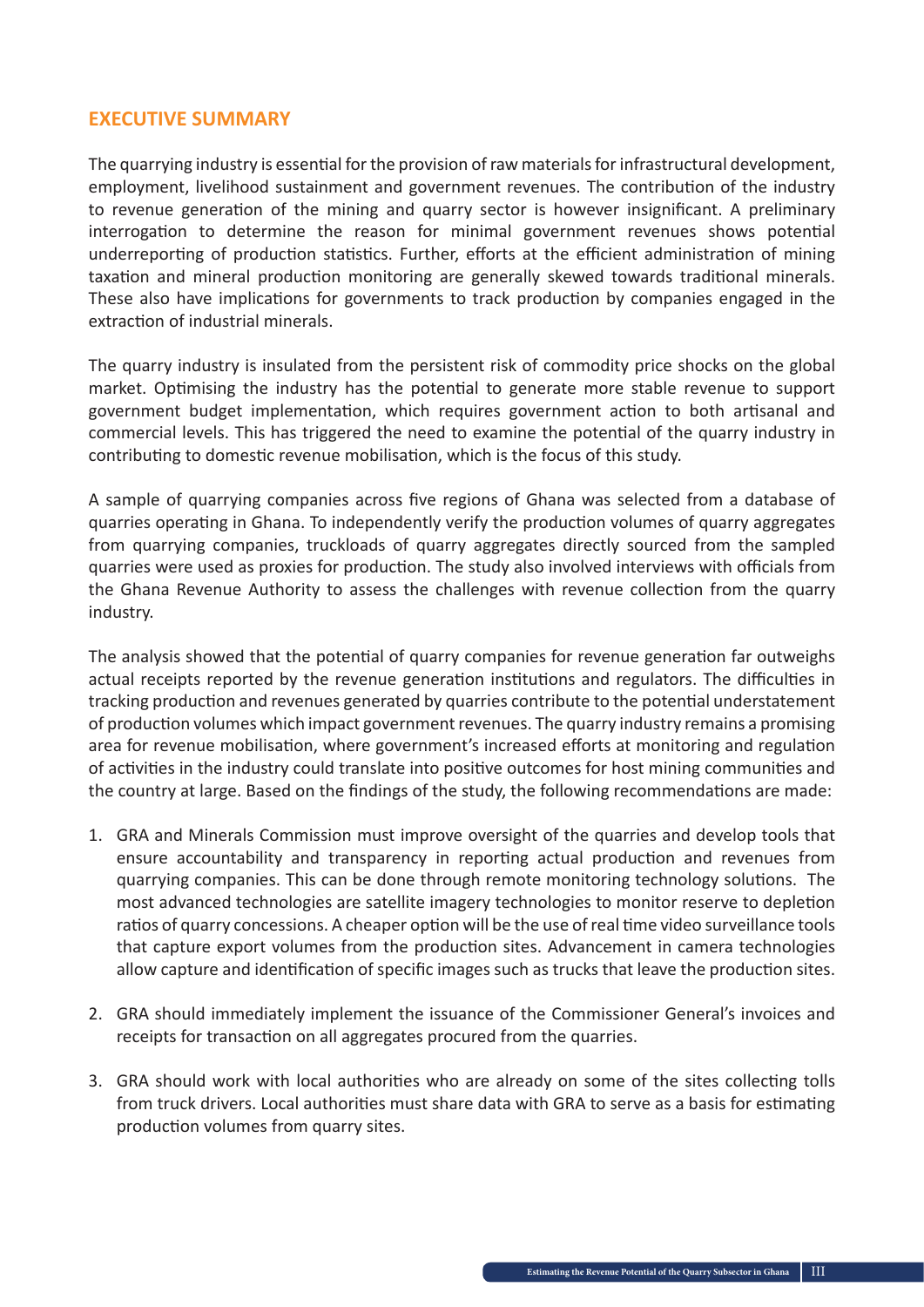## EXECUTIVE SUMMARY

The quarrying industry is essential for the provision of raw materials for infrastructural development, employment, livelihood sustainment and government revenues. The contribution of the industry to revenue generation of the mining and quarry sector is however insignificant. A preliminary interrogation to determine the reason for minimal government revenues shows potential underreporting of production statistics. Further, efforts at the efficient administration of mining taxation and mineral production monitoring are generally skewed towards traditional minerals. These also have implications for governments to track production by companies engaged in the extraction of industrial minerals.

The quarry industry is insulated from the persistent risk of commodity price shocks on the global market. Optimising the industry has the potential to generate more stable revenue to support government budget implementation, which requires government action to both artisanal and commercial levels. This has triggered the need to examine the potential of the quarry industry in contributing to domestic revenue mobilisation, which is the focus of this study.

A sample of quarrying companies across five regions of Ghana was selected from a database of quarries operating in Ghana. To independently verify the production volumes of quarry aggregates from quarrying companies, truckloads of quarry aggregates directly sourced from the sampled quarries were used as proxies for production. The study also involved interviews with officials from the Ghana Revenue Authority to assess the challenges with revenue collection from the quarry industry.

The analysis showed that the potential of quarry companies for revenue generation far outweighs actual receipts reported by the revenue generation institutions and regulators. The difficulties in tracking production and revenues generated by quarries contribute to the potential understatement of production volumes which impact government revenues. The quarry industry remains a promising area for revenue mobilisation, where government's increased efforts at monitoring and regulation of activities in the industry could translate into positive outcomes for host mining communities and the country at large. Based on the findings of the study, the following recommendations are made:

1. GRA and Minerals Commission must improve oversight of the quarries and develop tools that ensure accountability and transparency in reporting actual production and revenues from quarrying companies. This can be done through remote monitoring technology solutions. The most advanced technologies are satellite imagery technologies to monitor reserve to depletion ratios of quarry concessions. A cheaper option will be the use of real time video surveillance tools that capture export volumes from the production sites. Advancement in camera technologies allow capture and identification of specific images such as trucks that leave the production sites.

2. GRA should immediately implement the issuance of the Commissioner General's invoices and receipts for transaction on all aggregates procured from the quarries.

3. GRA should work with local authorities who are already on some of the sites collecting tolls from truck drivers. Local authorities must share data with GRA to serve as a basis for estimating production volumes from quarry sites.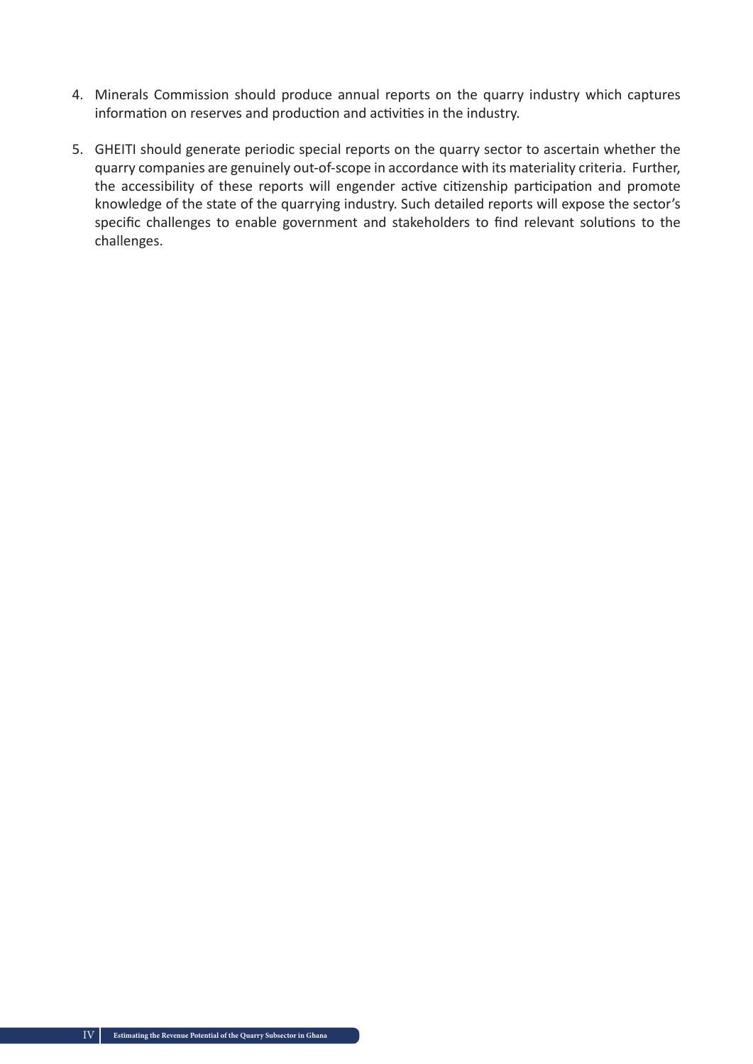4. Minerals Commission should produce annual reports on the quarry industry which captures information on reserves and production and activities in the industry.

5. GHEITI should generate periodic special reports on the quarry sector to ascertain whether the quarry companies are genuinely out-of-scope in accordance with its materiality criteria. Further, the accessibility of these reports will engender active citizenship participation and promote knowledge of the state of the quarrying industry. Such detailed reports will expose the sector's specific challenges to enable government and stakeholders to find relevant solutions to the challenges.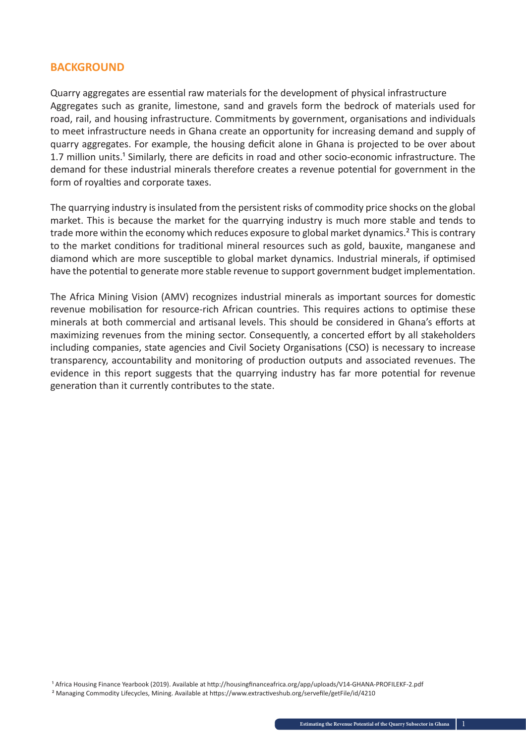## BACKGROUND

Quarry aggregates are essential raw materials for the development of physical infrastructure Aggregates such as granite, limestone, sand and gravels form the bedrock of materials used for road, rail, and housing infrastructure. Commitments by government, organisations and individuals to meet infrastructure needs in Ghana create an opportunity for increasing demand and supply of quarry aggregates. For example, the housing deficit alone in Ghana is projected to be over about 1.7 million units.[1] Similarly, there are deficits in road and other socio-economic infrastructure. The demand for these industrial minerals therefore creates a revenue potential for government in the form of royalties and corporate taxes.

The quarrying industry is insulated from the persistent risks of commodity price shocks on the global market. This is because the market for the quarrying industry is much more stable and tends to trade more within the economy which reduces exposure to global market dynamics.[2] This is contrary to the market conditions for traditional mineral resources such as gold, bauxite, manganese and diamond which are more susceptible to global market dynamics. Industrial minerals, if optimised have the potential to generate more stable revenue to support government budget implementation.

The Africa Mining Vision (AMV) recognizes industrial minerals as important sources for domestic revenue mobilisation for resource-rich African countries. This requires actions to optimise these minerals at both commercial and artisanal levels. This should be considered in Ghana's efforts at maximizing revenues from the mining sector. Consequently, a concerted effort by all stakeholders including companies, state agencies and Civil Society Organisations (CSO) is necessary to increase transparency, accountability and monitoring of production outputs and associated revenues. The evidence in this report suggests that the quarrying industry has far more potential for revenue generation than it currently contributes to the state.

[1] Africa Housing Finance Yearbook (2019). Available at http://housingfinanceafrica.org/app/uploads/V14-GHANA-PROFILEKF-2.pdf

[2] Managing Commodity Lifecycles, Mining. Available at https://www.extractiveshub.org/servefile/getFile/id/4210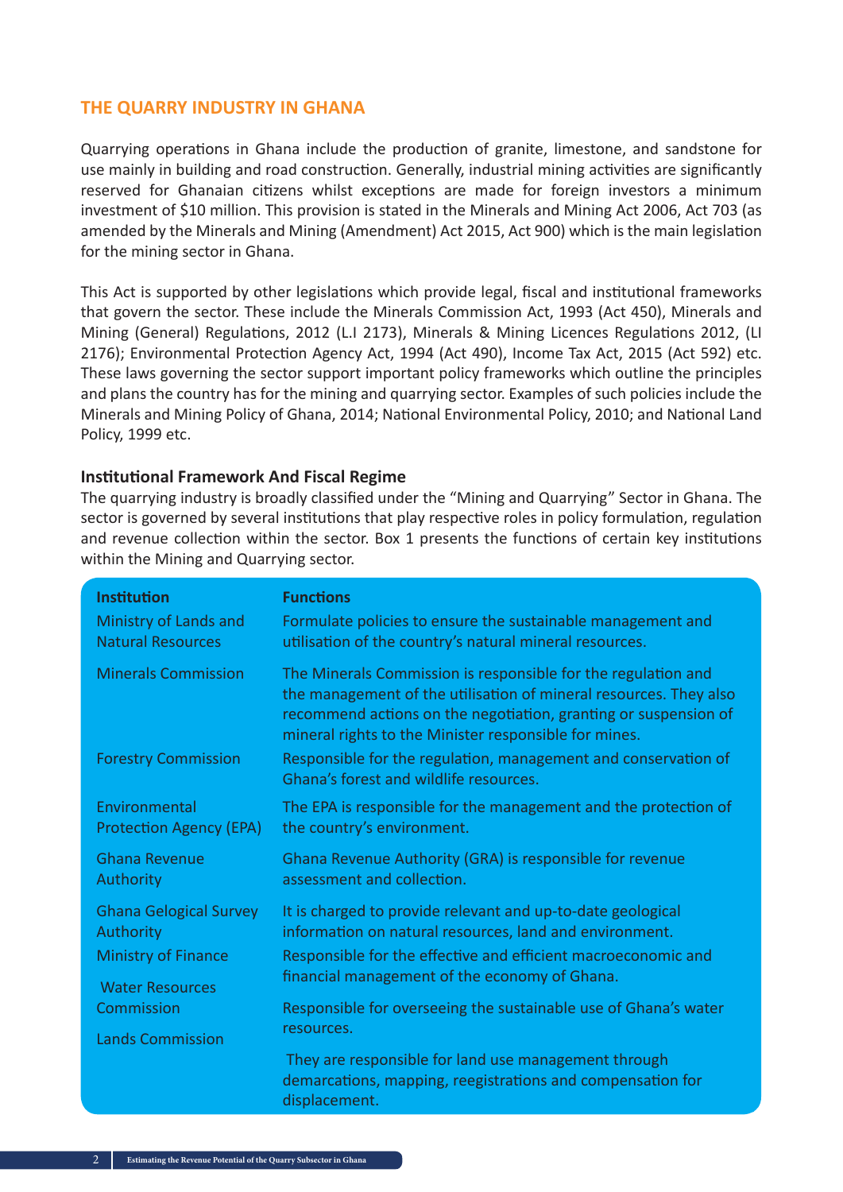## THE QUARRY INDUSTRY IN GHANA

Quarrying operations in Ghana include the production of granite, limestone, and sandstone for use mainly in building and road construction. Generally, industrial mining activities are significantly reserved for Ghanaian citizens whilst exceptions are made for foreign investors a minimum investment of $10 million. This provision is stated in the Minerals and Mining Act 2006, Act 703 (as amended by the Minerals and Mining (Amendment) Act 2015, Act 900) which is the main legislation for the mining sector in Ghana.

This Act is supported by other legislations which provide legal, fiscal and institutional frameworks that govern the sector. These include the Minerals Commission Act, 1993 (Act 450), Minerals and Mining (General) Regulations, 2012 (L.I 2173), Minerals & Mining Licences Regulations 2012, (LI 2176); Environmental Protection Agency Act, 1994 (Act 490), Income Tax Act, 2015 (Act 592) etc. These laws governing the sector support important policy frameworks which outline the principles and plans the country has for the mining and quarrying sector. Examples of such policies include the Minerals and Mining Policy of Ghana, 2014; National Environmental Policy, 2010; and National Land Policy, 1999 etc.

### Institutional Framework And Fiscal Regime

The quarrying industry is broadly classified under the "Mining and Quarrying" Sector in Ghana. The sector is governed by several institutions that play respective roles in policy formulation, regulation and revenue collection within the sector. Box 1 presents the functions of certain key institutions within the Mining and Quarrying sector.

| Institution | Functions |
|---|---|
| Ministry of Lands and Natural Resources | Formulate policies to ensure the sustainable management and utilisation of the country's natural mineral resources. |
| Minerals Commission | The Minerals Commission is responsible for the regulation and the management of the utilisation of mineral resources. They also recommend actions on the negotiation, granting or suspension of mineral rights to the Minister responsible for mines. |
| Forestry Commission | Responsible for the regulation, management and conservation of Ghana's forest and wildlife resources. |
| Environmental Protection Agency (EPA) | The EPA is responsible for the management and the protection of the country's environment. |
| Ghana Revenue Authority | Ghana Revenue Authority (GRA) is responsible for revenue assessment and collection. |
| Ghana Gelogical Survey Authority | It is charged to provide relevant and up-to-date geological information on natural resources, land and environment. |
| Ministry of Finance | Responsible for the effective and efficient macroeconomic and financial management of the economy of Ghana. |
| Water Resources Commission | Responsible for overseeing the sustainable use of Ghana's water resources. |
| Lands Commission | They are responsible for land use management through demarcations, mapping, reegistrations and compensation for displacement. |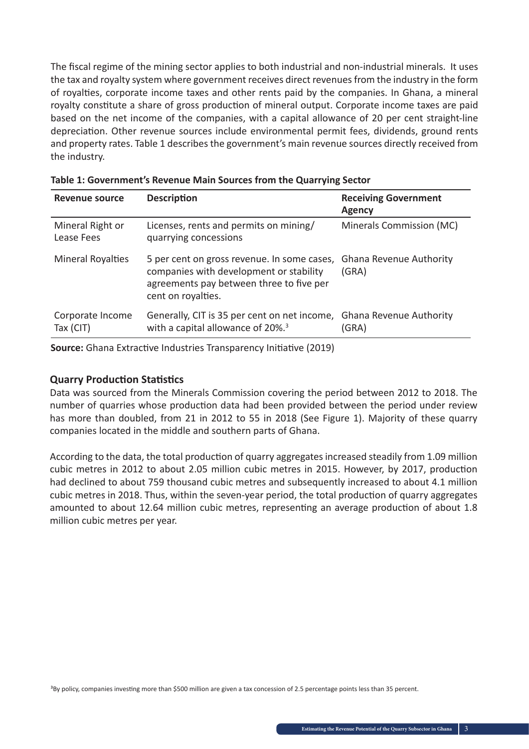The fiscal regime of the mining sector applies to both industrial and non-industrial minerals. It uses the tax and royalty system where government receives direct revenues from the industry in the form of royalties, corporate income taxes and other rents paid by the companies. In Ghana, a mineral royalty constitute a share of gross production of mineral output. Corporate income taxes are paid based on the net income of the companies, with a capital allowance of 20 per cent straight-line depreciation. Other revenue sources include environmental permit fees, dividends, ground rents and property rates. Table 1 describes the government's main revenue sources directly received from the industry.

**Table 1: Government's Revenue Main Sources from the Quarrying Sector**

| Revenue source | Description | Receiving Government Agency |
|---|---|---|
| Mineral Right or Lease Fees | Licenses, rents and permits on mining/ quarrying concessions | Minerals Commission (MC) |
| Mineral Royalties | 5 per cent on gross revenue. In some cases, companies with development or stability agreements pay between three to five per cent on royalties. | Ghana Revenue Authority (GRA) |
| Corporate Income Tax (CIT) | Generally, CIT is 35 per cent on net income, with a capital allowance of 20%.[3] | Ghana Revenue Authority (GRA) |

**Source:** Ghana Extractive Industries Transparency Initiative (2019)

### Quarry Production Statistics

Data was sourced from the Minerals Commission covering the period between 2012 to 2018. The number of quarries whose production data had been provided between the period under review has more than doubled, from 21 in 2012 to 55 in 2018 (See Figure 1). Majority of these quarry companies located in the middle and southern parts of Ghana.

According to the data, the total production of quarry aggregates increased steadily from 1.09 million cubic metres in 2012 to about 2.05 million cubic metres in 2015. However, by 2017, production had declined to about 759 thousand cubic metres and subsequently increased to about 4.1 million cubic metres in 2018. Thus, within the seven-year period, the total production of quarry aggregates amounted to about 12.64 million cubic metres, representing an average production of about 1.8 million cubic metres per year.

[3]By policy, companies investing more than $500 million are given a tax concession of 2.5 percentage points less than 35 percent.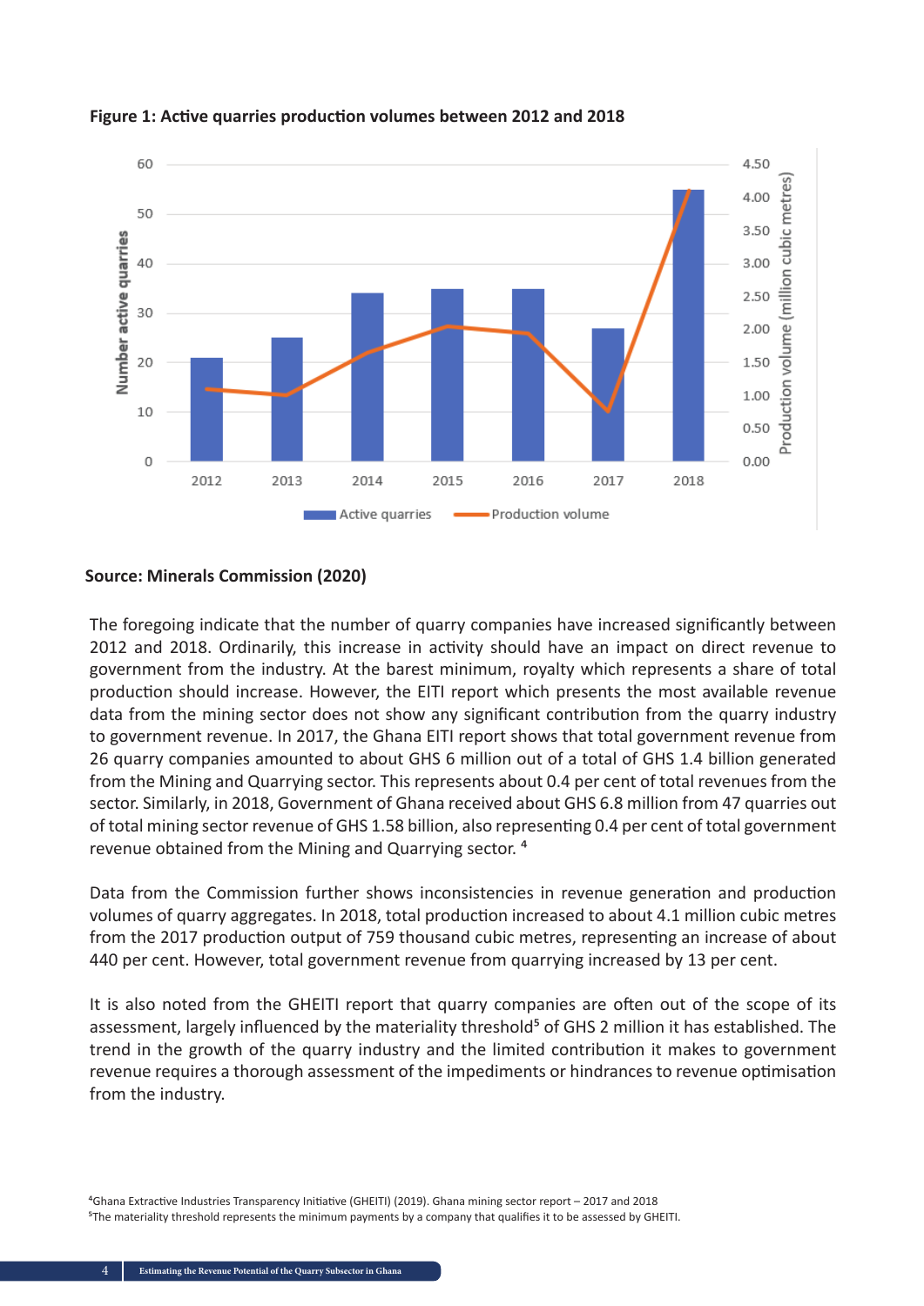**Figure 1: Active quarries production volumes between 2012 and 2018**

**Source: Minerals Commission (2020)**

The foregoing indicate that the number of quarry companies have increased significantly between 2012 and 2018. Ordinarily, this increase in activity should have an impact on direct revenue to government from the industry. At the barest minimum, royalty which represents a share of total production should increase. However, the EITI report which presents the most available revenue data from the mining sector does not show any significant contribution from the quarry industry to government revenue. In 2017, the Ghana EITI report shows that total government revenue from 26 quarry companies amounted to about GHS 6 million out of a total of GHS 1.4 billion generated from the Mining and Quarrying sector. This represents about 0.4 per cent of total revenues from the sector. Similarly, in 2018, Government of Ghana received about GHS 6.8 million from 47 quarries out of total mining sector revenue of GHS 1.58 billion, also representing 0.4 per cent of total government revenue obtained from the Mining and Quarrying sector. [4]

Data from the Commission further shows inconsistencies in revenue generation and production volumes of quarry aggregates. In 2018, total production increased to about 4.1 million cubic metres from the 2017 production output of 759 thousand cubic metres, representing an increase of about 440 per cent. However, total government revenue from quarrying increased by 13 per cent.

It is also noted from the GHEITI report that quarry companies are often out of the scope of its assessment, largely influenced by the materiality threshold[5] of GHS 2 million it has established. The trend in the growth of the quarry industry and the limited contribution it makes to government revenue requires a thorough assessment of the impediments or hindrances to revenue optimisation from the industry.

[4] Ghana Extractive Industries Transparency Initiative (GHEITI) (2019). Ghana mining sector report – 2017 and 2018

[5] The materiality threshold represents the minimum payments by a company that qualifies it to be assessed by GHEITI.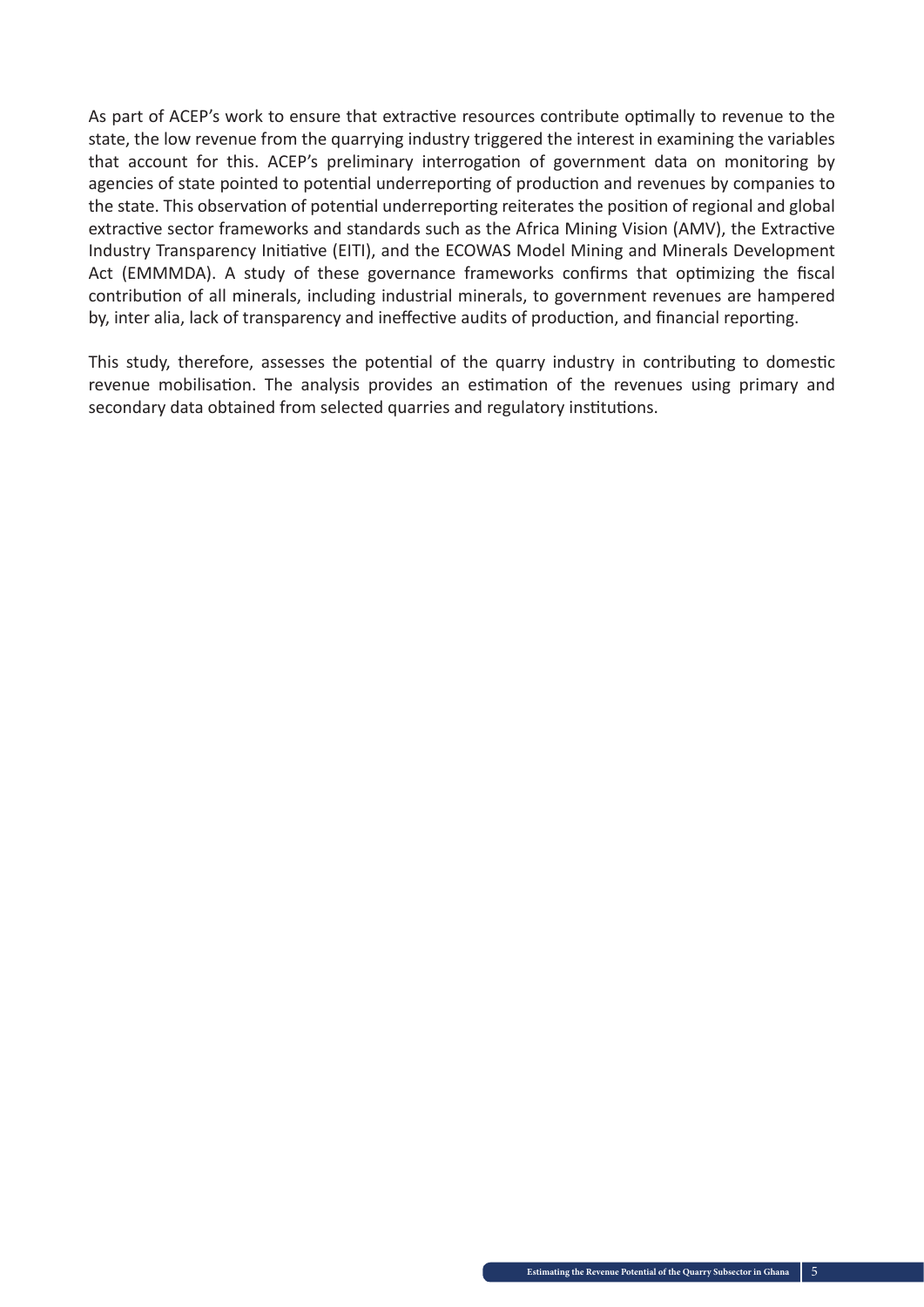As part of ACEP's work to ensure that extractive resources contribute optimally to revenue to the state, the low revenue from the quarrying industry triggered the interest in examining the variables that account for this. ACEP's preliminary interrogation of government data on monitoring by agencies of state pointed to potential underreporting of production and revenues by companies to the state. This observation of potential underreporting reiterates the position of regional and global extractive sector frameworks and standards such as the Africa Mining Vision (AMV), the Extractive Industry Transparency Initiative (EITI), and the ECOWAS Model Mining and Minerals Development Act (EMMMDA). A study of these governance frameworks confirms that optimizing the fiscal contribution of all minerals, including industrial minerals, to government revenues are hampered by, inter alia, lack of transparency and ineffective audits of production, and financial reporting.

This study, therefore, assesses the potential of the quarry industry in contributing to domestic revenue mobilisation. The analysis provides an estimation of the revenues using primary and secondary data obtained from selected quarries and regulatory institutions.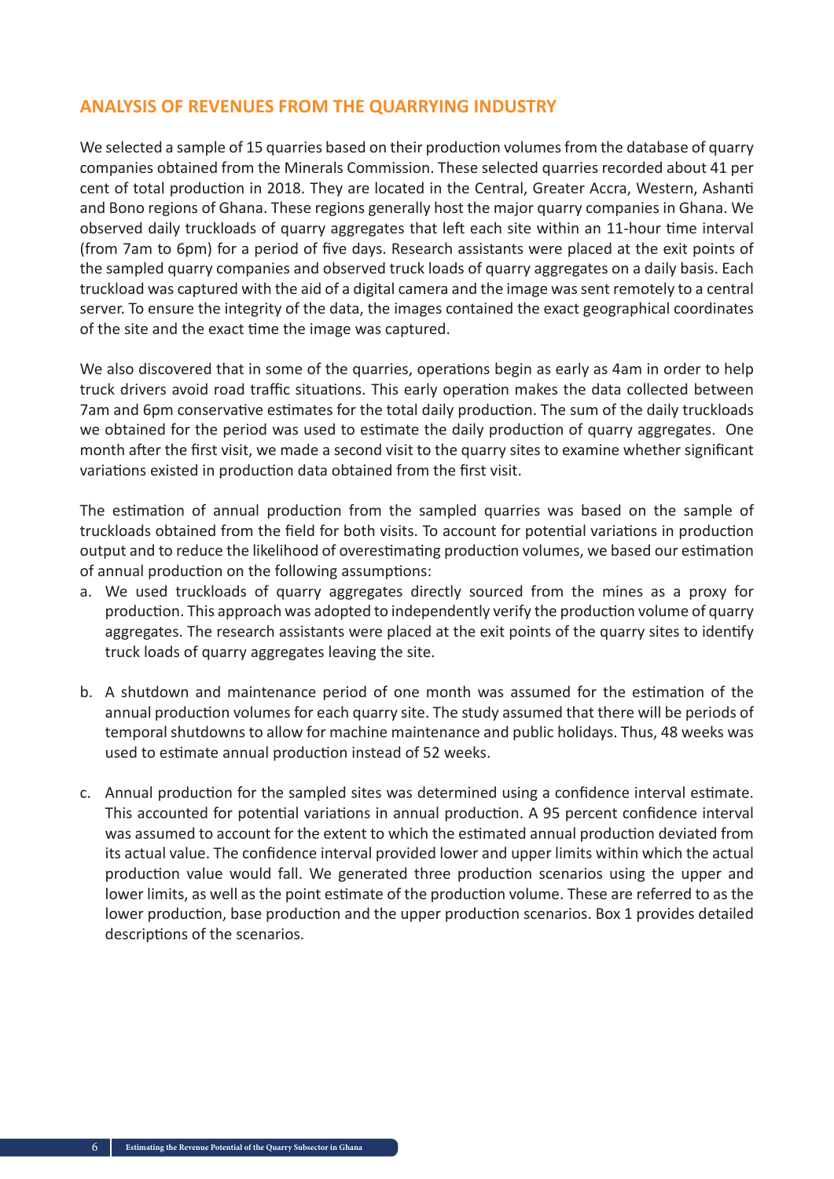## ANALYSIS OF REVENUES FROM THE QUARRYING INDUSTRY

We selected a sample of 15 quarries based on their production volumes from the database of quarry companies obtained from the Minerals Commission. These selected quarries recorded about 41 per cent of total production in 2018. They are located in the Central, Greater Accra, Western, Ashanti and Bono regions of Ghana. These regions generally host the major quarry companies in Ghana. We observed daily truckloads of quarry aggregates that left each site within an 11-hour time interval (from 7am to 6pm) for a period of five days. Research assistants were placed at the exit points of the sampled quarry companies and observed truck loads of quarry aggregates on a daily basis. Each truckload was captured with the aid of a digital camera and the image was sent remotely to a central server. To ensure the integrity of the data, the images contained the exact geographical coordinates of the site and the exact time the image was captured.

We also discovered that in some of the quarries, operations begin as early as 4am in order to help truck drivers avoid road traffic situations. This early operation makes the data collected between 7am and 6pm conservative estimates for the total daily production. The sum of the daily truckloads we obtained for the period was used to estimate the daily production of quarry aggregates. One month after the first visit, we made a second visit to the quarry sites to examine whether significant variations existed in production data obtained from the first visit.

The estimation of annual production from the sampled quarries was based on the sample of truckloads obtained from the field for both visits. To account for potential variations in production output and to reduce the likelihood of overestimating production volumes, we based our estimation of annual production on the following assumptions:

a. We used truckloads of quarry aggregates directly sourced from the mines as a proxy for production. This approach was adopted to independently verify the production volume of quarry aggregates. The research assistants were placed at the exit points of the quarry sites to identify truck loads of quarry aggregates leaving the site.

b. A shutdown and maintenance period of one month was assumed for the estimation of the annual production volumes for each quarry site. The study assumed that there will be periods of temporal shutdowns to allow for machine maintenance and public holidays. Thus, 48 weeks was used to estimate annual production instead of 52 weeks.

c. Annual production for the sampled sites was determined using a confidence interval estimate. This accounted for potential variations in annual production. A 95 percent confidence interval was assumed to account for the extent to which the estimated annual production deviated from its actual value. The confidence interval provided lower and upper limits within which the actual production value would fall. We generated three production scenarios using the upper and lower limits, as well as the point estimate of the production volume. These are referred to as the lower production, base production and the upper production scenarios. Box 1 provides detailed descriptions of the scenarios.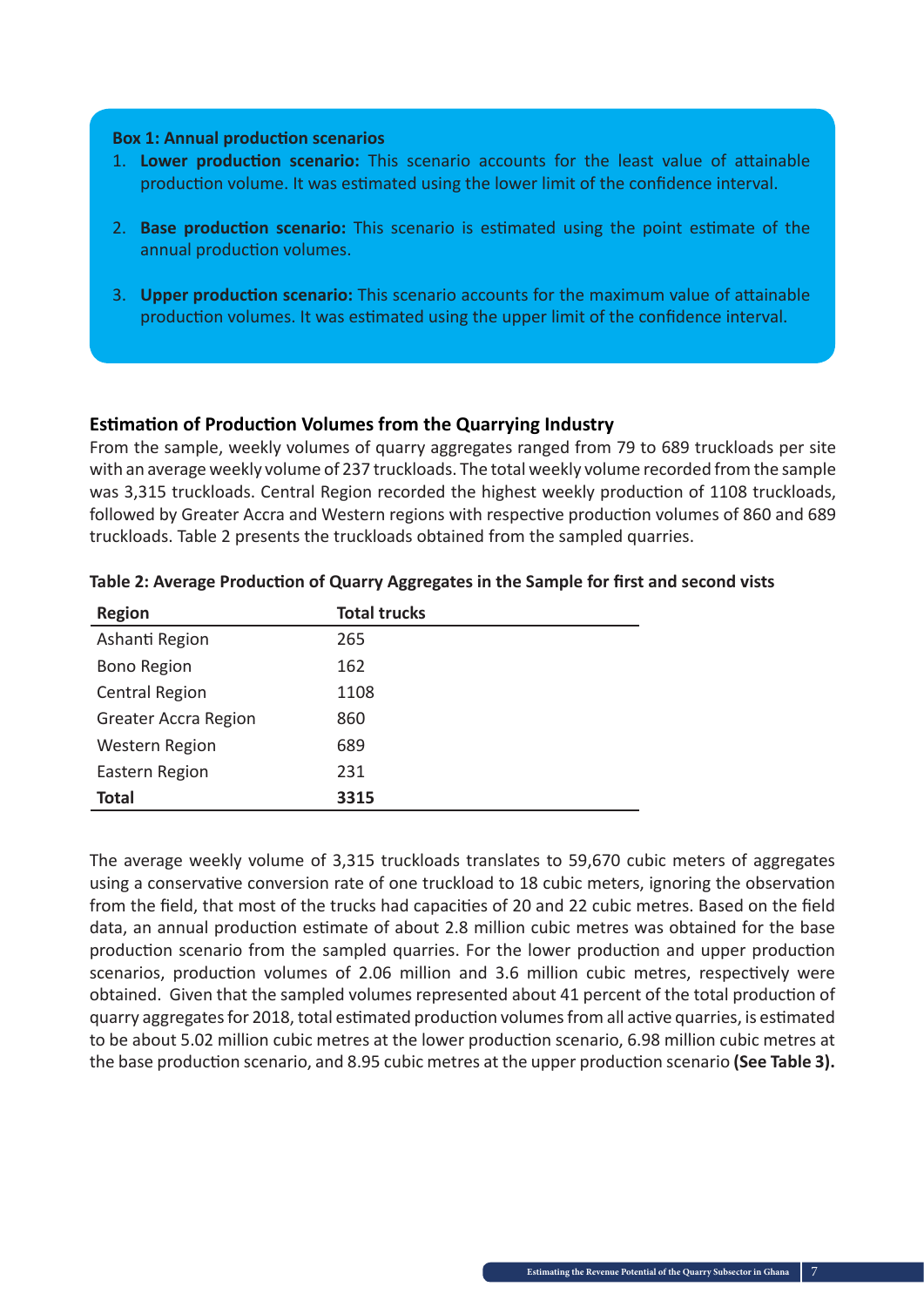**Box 1: Annual production scenarios**

1. **Lower production scenario:** This scenario accounts for the least value of attainable production volume. It was estimated using the lower limit of the confidence interval.

2. **Base production scenario:** This scenario is estimated using the point estimate of the annual production volumes.

3. **Upper production scenario:** This scenario accounts for the maximum value of attainable production volumes. It was estimated using the upper limit of the confidence interval.

### Estimation of Production Volumes from the Quarrying Industry

From the sample, weekly volumes of quarry aggregates ranged from 79 to 689 truckloads per site with an average weekly volume of 237 truckloads. The total weekly volume recorded from the sample was 3,315 truckloads. Central Region recorded the highest weekly production of 1108 truckloads, followed by Greater Accra and Western regions with respective production volumes of 860 and 689 truckloads. Table 2 presents the truckloads obtained from the sampled quarries.

**Table 2: Average Production of Quarry Aggregates in the Sample for first and second vists**

| Region | Total trucks |
|---|---|
| Ashanti Region | 265 |
| Bono Region | 162 |
| Central Region | 1108 |
| Greater Accra Region | 860 |
| Western Region | 689 |
| Eastern Region | 231 |
| **Total** | **3315** |

The average weekly volume of 3,315 truckloads translates to 59,670 cubic meters of aggregates using a conservative conversion rate of one truckload to 18 cubic meters, ignoring the observation from the field, that most of the trucks had capacities of 20 and 22 cubic metres. Based on the field data, an annual production estimate of about 2.8 million cubic metres was obtained for the base production scenario from the sampled quarries. For the lower production and upper production scenarios, production volumes of 2.06 million and 3.6 million cubic metres, respectively were obtained. Given that the sampled volumes represented about 41 percent of the total production of quarry aggregates for 2018, total estimated production volumes from all active quarries, is estimated to be about 5.02 million cubic metres at the lower production scenario, 6.98 million cubic metres at the base production scenario, and 8.95 cubic metres at the upper production scenario **(See Table 3).**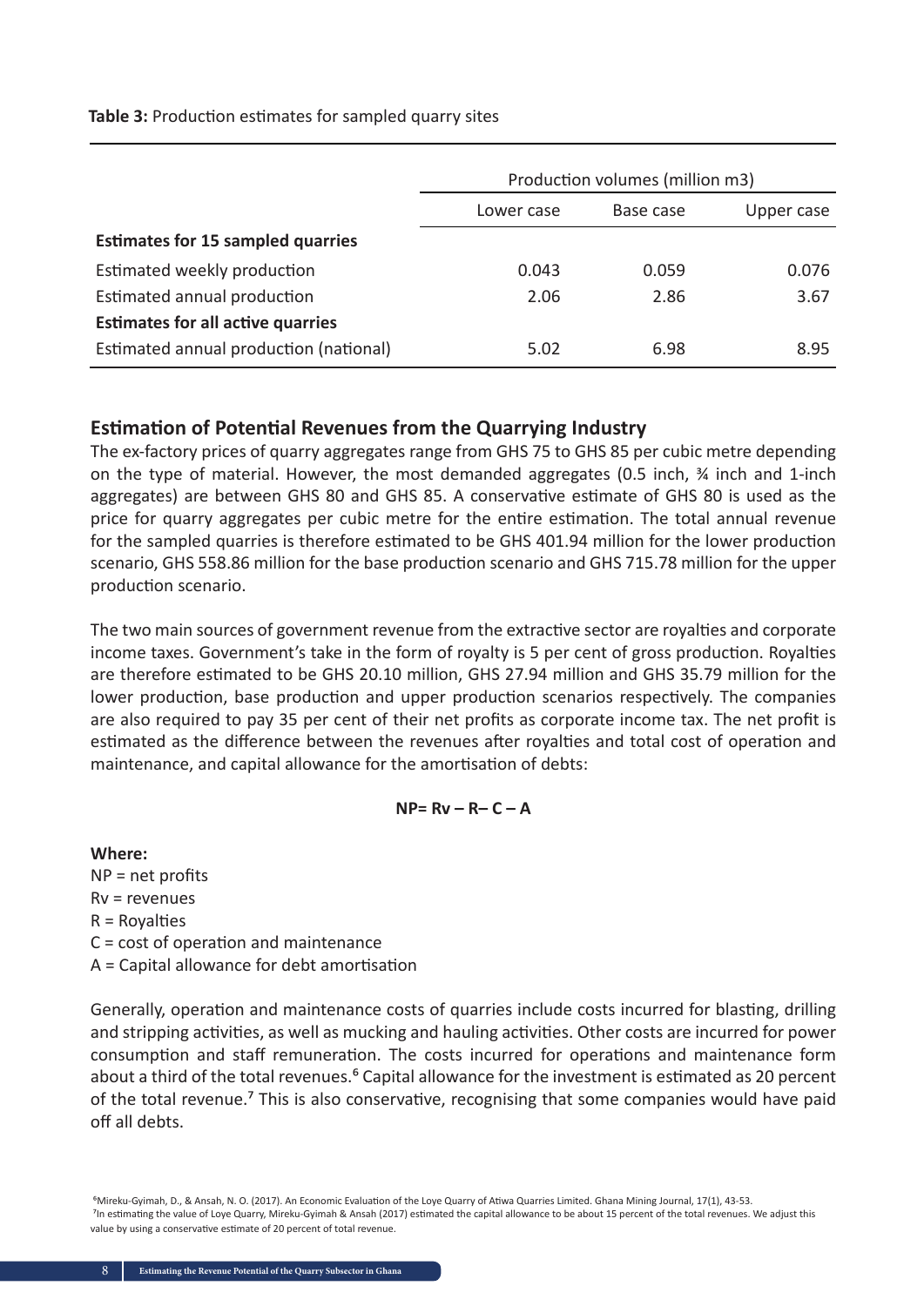**Table 3:** Production estimates for sampled quarry sites

| | Production volumes (million m3) | | |
|---|---|---|---|
| | Lower case | Base case | Upper case |
| **Estimates for 15 sampled quarries** | | | |
| Estimated weekly production | 0.043 | 0.059 | 0.076 |
| Estimated annual production | 2.06 | 2.86 | 3.67 |
| **Estimates for all active quarries** | | | |
| Estimated annual production (national) | 5.02 | 6.98 | 8.95 |

## Estimation of Potential Revenues from the Quarrying Industry

The ex-factory prices of quarry aggregates range from GHS 75 to GHS 85 per cubic metre depending on the type of material. However, the most demanded aggregates (0.5 inch, ¾ inch and 1-inch aggregates) are between GHS 80 and GHS 85. A conservative estimate of GHS 80 is used as the price for quarry aggregates per cubic metre for the entire estimation. The total annual revenue for the sampled quarries is therefore estimated to be GHS 401.94 million for the lower production scenario, GHS 558.86 million for the base production scenario and GHS 715.78 million for the upper production scenario.

The two main sources of government revenue from the extractive sector are royalties and corporate income taxes. Government's take in the form of royalty is 5 per cent of gross production. Royalties are therefore estimated to be GHS 20.10 million, GHS 27.94 million and GHS 35.79 million for the lower production, base production and upper production scenarios respectively. The companies are also required to pay 35 per cent of their net profits as corporate income tax. The net profit is estimated as the difference between the revenues after royalties and total cost of operation and maintenance, and capital allowance for the amortisation of debts:

$$NP = Rv - R - C - A$$

**Where:**

NP = net profits
Rv = revenues
R = Royalties
C = cost of operation and maintenance
A = Capital allowance for debt amortisation

Generally, operation and maintenance costs of quarries include costs incurred for blasting, drilling and stripping activities, as well as mucking and hauling activities. Other costs are incurred for power consumption and staff remuneration. The costs incurred for operations and maintenance form about a third of the total revenues.[6] Capital allowance for the investment is estimated as 20 percent of the total revenue.[7] This is also conservative, recognising that some companies would have paid off all debts.

[6] Mireku-Gyimah, D., & Ansah, N. O. (2017). An Economic Evaluation of the Loye Quarry of Atiwa Quarries Limited. Ghana Mining Journal, 17(1), 43-53.

[7] In estimating the value of Loye Quarry, Mireku-Gyimah & Ansah (2017) estimated the capital allowance to be about 15 percent of the total revenues. We adjust this value by using a conservative estimate of 20 percent of total revenue.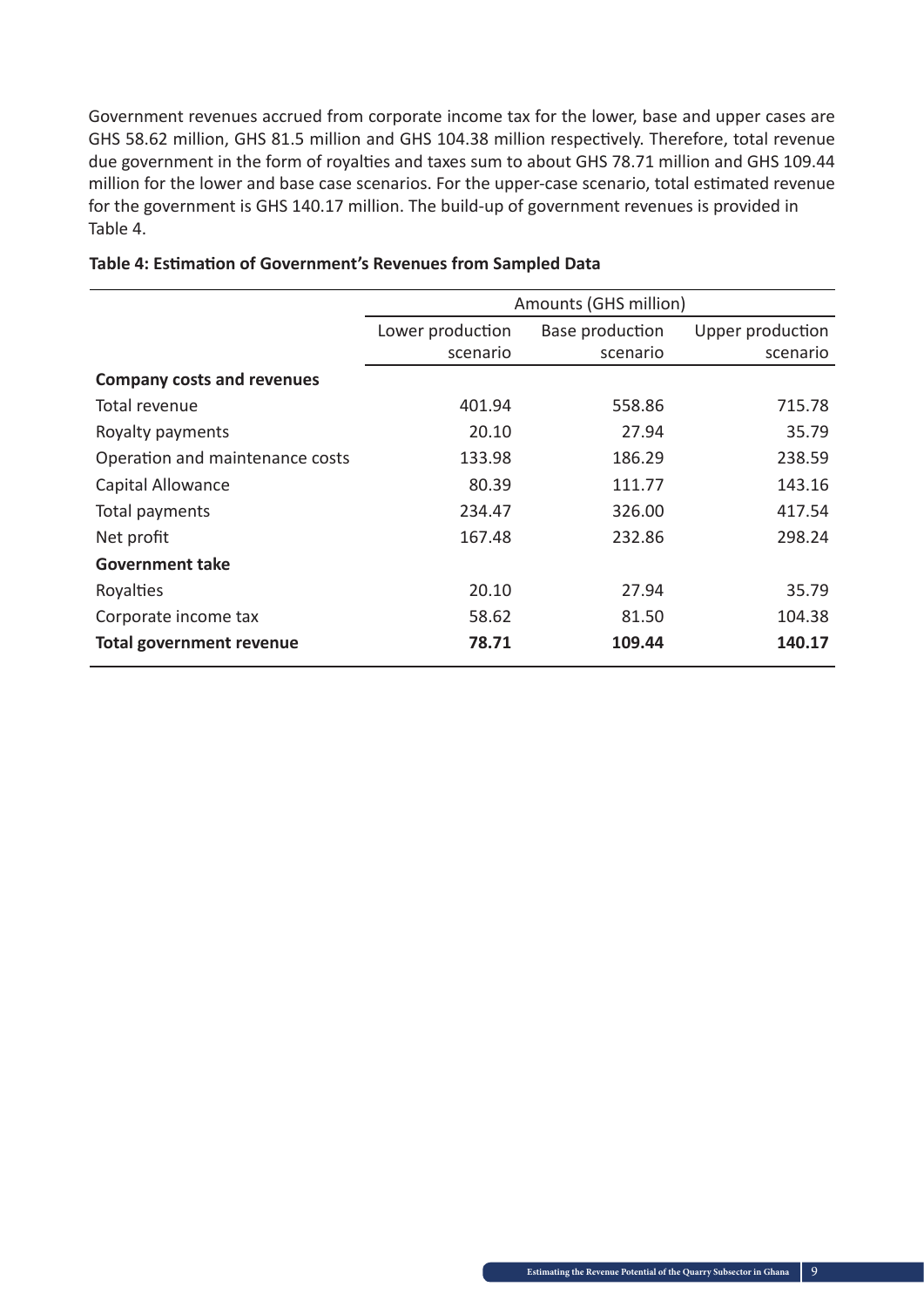Government revenues accrued from corporate income tax for the lower, base and upper cases are GHS 58.62 million, GHS 81.5 million and GHS 104.38 million respectively. Therefore, total revenue due government in the form of royalties and taxes sum to about GHS 78.71 million and GHS 109.44 million for the lower and base case scenarios. For the upper-case scenario, total estimated revenue for the government is GHS 140.17 million. The build-up of government revenues is provided in Table 4.

**Table 4: Estimation of Government's Revenues from Sampled Data**

| | Amounts (GHS million) | | |
|---|---|---|---|
| | Lower production scenario | Base production scenario | Upper production scenario |
| **Company costs and revenues** | | | |
| Total revenue | 401.94 | 558.86 | 715.78 |
| Royalty payments | 20.10 | 27.94 | 35.79 |
| Operation and maintenance costs | 133.98 | 186.29 | 238.59 |
| Capital Allowance | 80.39 | 111.77 | 143.16 |
| Total payments | 234.47 | 326.00 | 417.54 |
| Net profit | 167.48 | 232.86 | 298.24 |
| **Government take** | | | |
| Royalties | 20.10 | 27.94 | 35.79 |
| Corporate income tax | 58.62 | 81.50 | 104.38 |
| **Total government revenue** | **78.71** | **109.44** | **140.17** |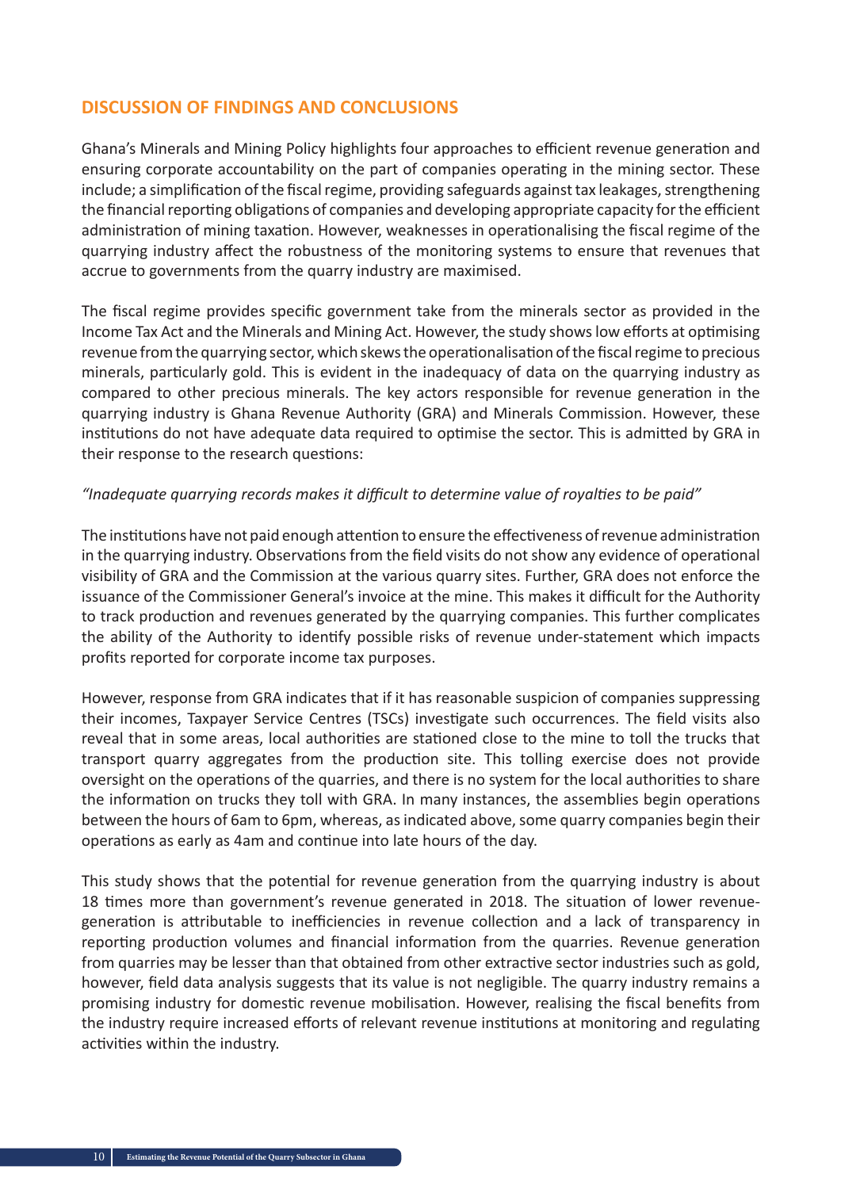## DISCUSSION OF FINDINGS AND CONCLUSIONS

Ghana's Minerals and Mining Policy highlights four approaches to efficient revenue generation and ensuring corporate accountability on the part of companies operating in the mining sector. These include; a simplification of the fiscal regime, providing safeguards against tax leakages, strengthening the financial reporting obligations of companies and developing appropriate capacity for the efficient administration of mining taxation. However, weaknesses in operationalising the fiscal regime of the quarrying industry affect the robustness of the monitoring systems to ensure that revenues that accrue to governments from the quarry industry are maximised.

The fiscal regime provides specific government take from the minerals sector as provided in the Income Tax Act and the Minerals and Mining Act. However, the study shows low efforts at optimising revenue from the quarrying sector, which skews the operationalisation of the fiscal regime to precious minerals, particularly gold. This is evident in the inadequacy of data on the quarrying industry as compared to other precious minerals. The key actors responsible for revenue generation in the quarrying industry is Ghana Revenue Authority (GRA) and Minerals Commission. However, these institutions do not have adequate data required to optimise the sector. This is admitted by GRA in their response to the research questions:

*"Inadequate quarrying records makes it difficult to determine value of royalties to be paid"*

The institutions have not paid enough attention to ensure the effectiveness of revenue administration in the quarrying industry. Observations from the field visits do not show any evidence of operational visibility of GRA and the Commission at the various quarry sites. Further, GRA does not enforce the issuance of the Commissioner General's invoice at the mine. This makes it difficult for the Authority to track production and revenues generated by the quarrying companies. This further complicates the ability of the Authority to identify possible risks of revenue under-statement which impacts profits reported for corporate income tax purposes.

However, response from GRA indicates that if it has reasonable suspicion of companies suppressing their incomes, Taxpayer Service Centres (TSCs) investigate such occurrences. The field visits also reveal that in some areas, local authorities are stationed close to the mine to toll the trucks that transport quarry aggregates from the production site. This tolling exercise does not provide oversight on the operations of the quarries, and there is no system for the local authorities to share the information on trucks they toll with GRA. In many instances, the assemblies begin operations between the hours of 6am to 6pm, whereas, as indicated above, some quarry companies begin their operations as early as 4am and continue into late hours of the day.

This study shows that the potential for revenue generation from the quarrying industry is about 18 times more than government's revenue generated in 2018. The situation of lower revenue-generation is attributable to inefficiencies in revenue collection and a lack of transparency in reporting production volumes and financial information from the quarries. Revenue generation from quarries may be lesser than that obtained from other extractive sector industries such as gold, however, field data analysis suggests that its value is not negligible. The quarry industry remains a promising industry for domestic revenue mobilisation. However, realising the fiscal benefits from the industry require increased efforts of relevant revenue institutions at monitoring and regulating activities within the industry.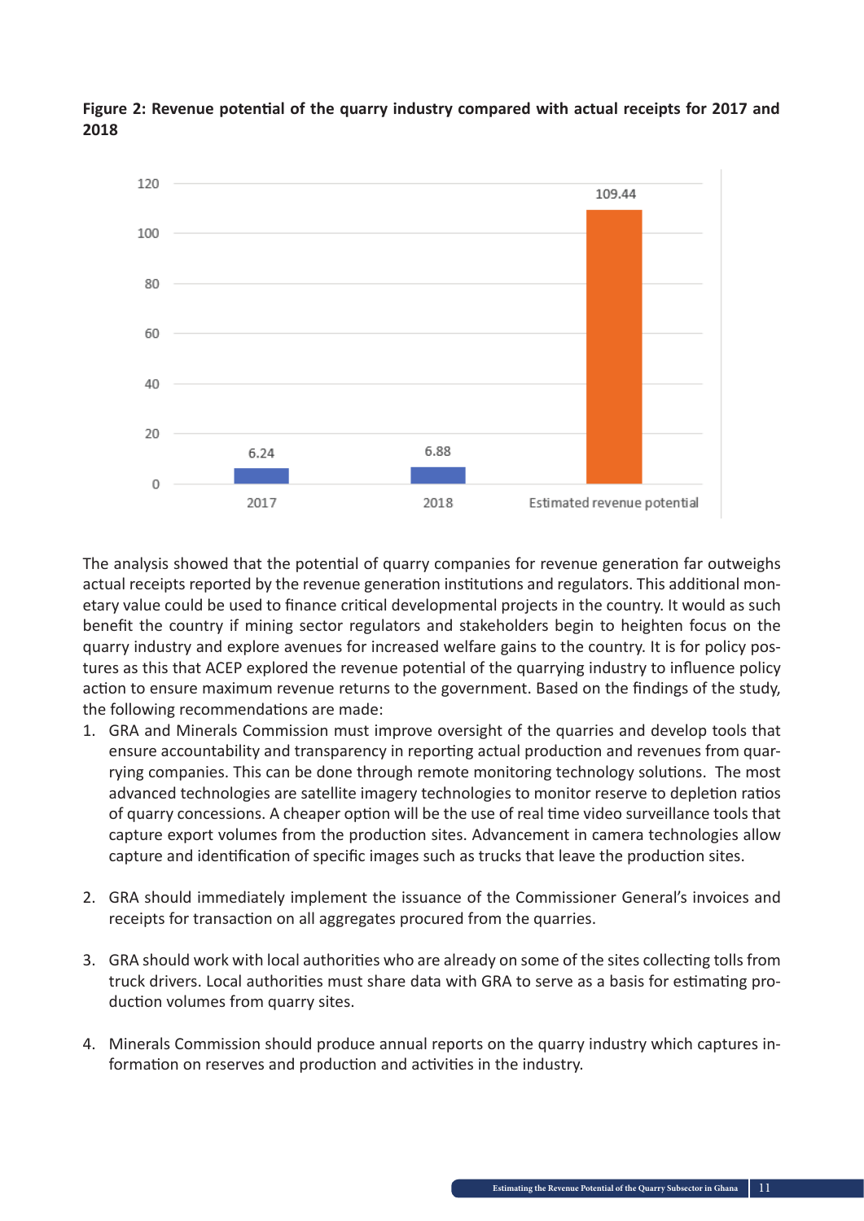**Figure 2: Revenue potential of the quarry industry compared with actual receipts for 2017 and 2018**

| | 2017 | 2018 | Estimated revenue potential |
|---|---|---|---|
| Value | 6.24 | 6.88 | 109.44 |

The analysis showed that the potential of quarry companies for revenue generation far outweighs actual receipts reported by the revenue generation institutions and regulators. This additional monetary value could be used to finance critical developmental projects in the country. It would as such benefit the country if mining sector regulators and stakeholders begin to heighten focus on the quarry industry and explore avenues for increased welfare gains to the country. It is for policy postures as this that ACEP explored the revenue potential of the quarrying industry to influence policy action to ensure maximum revenue returns to the government. Based on the findings of the study, the following recommendations are made:

1. GRA and Minerals Commission must improve oversight of the quarries and develop tools that ensure accountability and transparency in reporting actual production and revenues from quarrying companies. This can be done through remote monitoring technology solutions. The most advanced technologies are satellite imagery technologies to monitor reserve to depletion ratios of quarry concessions. A cheaper option will be the use of real time video surveillance tools that capture export volumes from the production sites. Advancement in camera technologies allow capture and identification of specific images such as trucks that leave the production sites.

2. GRA should immediately implement the issuance of the Commissioner General's invoices and receipts for transaction on all aggregates procured from the quarries.

3. GRA should work with local authorities who are already on some of the sites collecting tolls from truck drivers. Local authorities must share data with GRA to serve as a basis for estimating production volumes from quarry sites.

4. Minerals Commission should produce annual reports on the quarry industry which captures information on reserves and production and activities in the industry.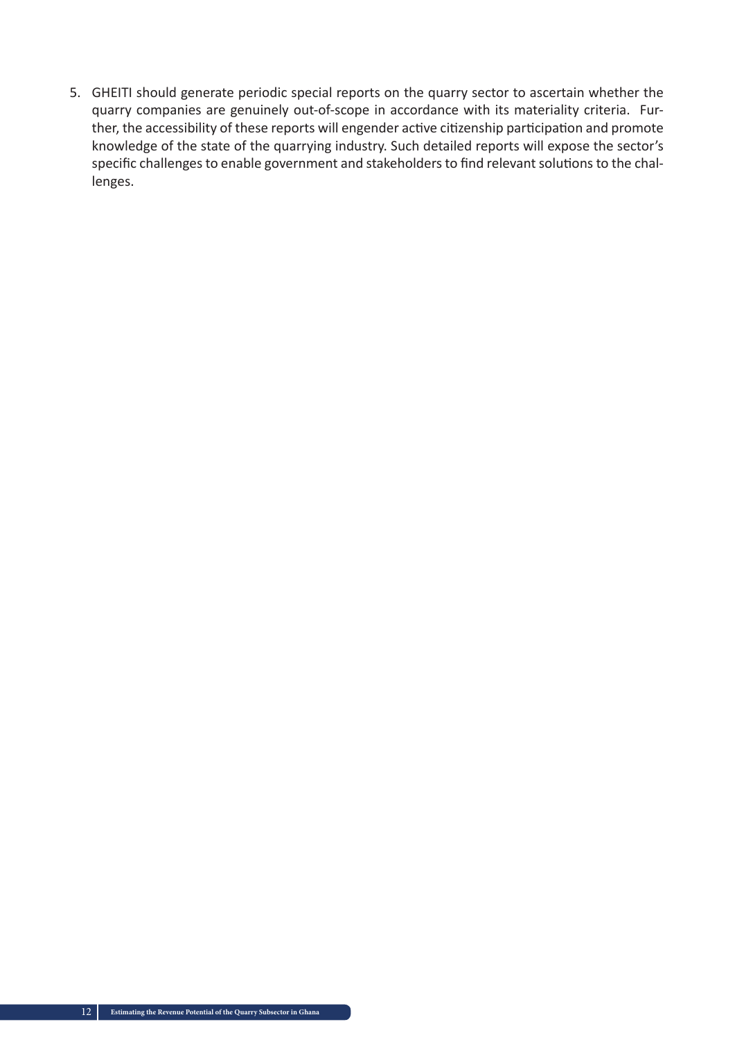5. GHEITI should generate periodic special reports on the quarry sector to ascertain whether the quarry companies are genuinely out-of-scope in accordance with its materiality criteria. Further, the accessibility of these reports will engender active citizenship participation and promote knowledge of the state of the quarrying industry. Such detailed reports will expose the sector's specific challenges to enable government and stakeholders to find relevant solutions to the challenges.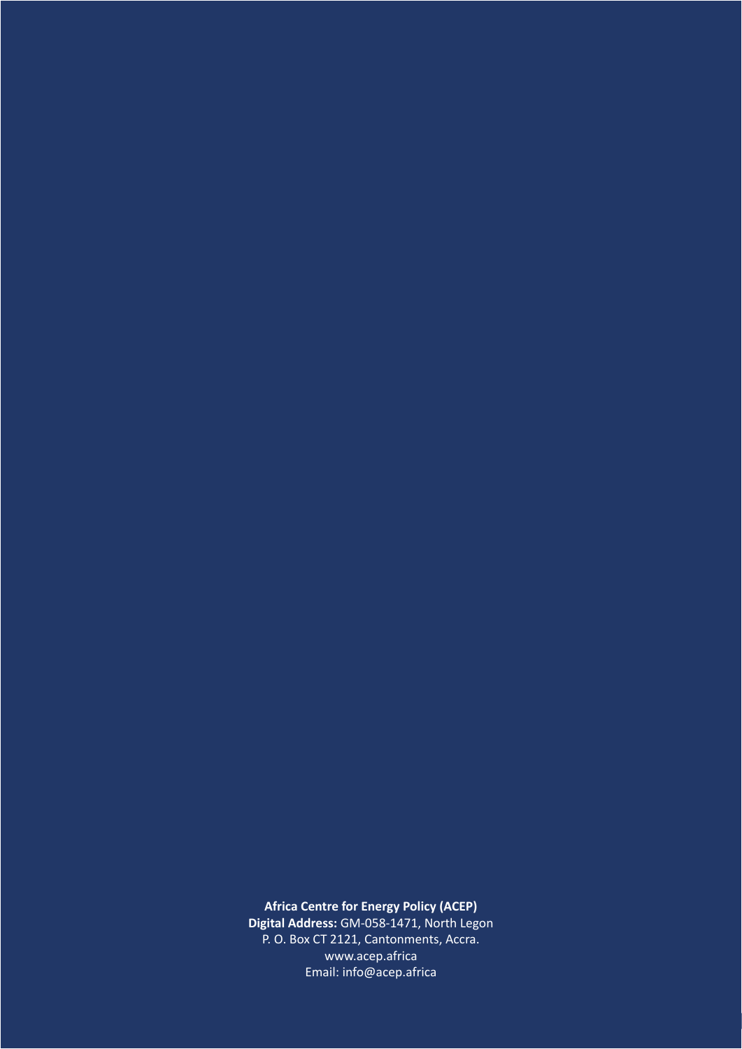**Africa Centre for Energy Policy (ACEP)**
**Digital Address:** GM-058-1471, North Legon
P. O. Box CT 2121, Cantonments, Accra.
www.acep.africa
Email: info@acep.africa